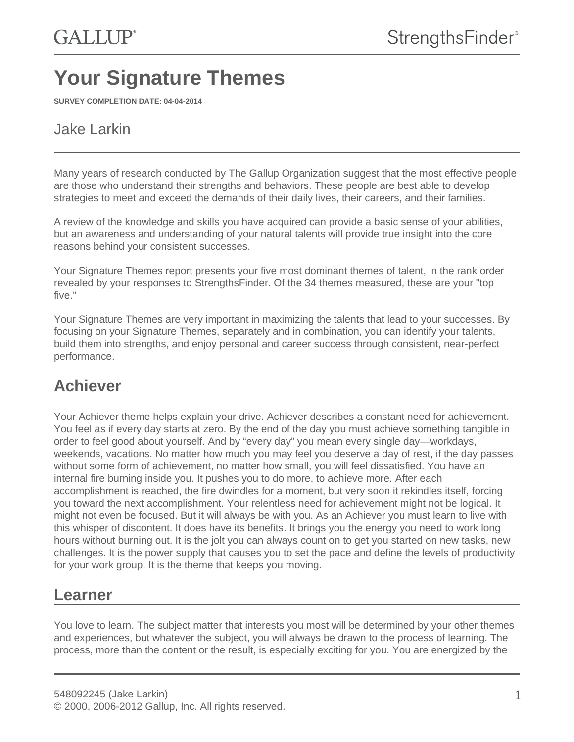# Your Signature Themes

**SURVEY COMPLETION DATE: 04-04-2014**

Jake Larkin

Many years of research conducted by The Gallup Organization suggest that the most effective people are those who understand their strengths and behaviors. These people are best able to develop strategies to meet and exceed the demands of their daily lives, their careers, and their families.

A review of the knowledge and skills you have acquired can provide a basic sense of your abilities, but an awareness and understanding of your natural talents will provide true insight into the core reasons behind your consistent successes.

Your Signature Themes report presents your five most dominant themes of talent, in the rank order revealed by your responses to StrengthsFinder. Of the 34 themes measured, these are your "top five."

Your Signature Themes are very important in maximizing the talents that lead to your successes. By focusing on your Signature Themes, separately and in combination, you can identify your talents, build them into strengths, and enjoy personal and career success through consistent, near-perfect performance.

## Achiever

Your Achiever theme helps explain your drive. Achiever describes a constant need for achievement. You feel as if every day starts at zero. By the end of the day you must achieve something tangible in order to feel good about yourself. And by “every day” you mean every single day—workdays, weekends, vacations. No matter how much you may feel you deserve a day of rest, if the day passes without some form of achievement, no matter how small, you will feel dissatisfied. You have an internal fire burning inside you. It pushes you to do more, to achieve more. After each accomplishment is reached, the fire dwindles for a moment, but very soon it rekindles itself, forcing you toward the next accomplishment. Your relentless need for achievement might not be logical. It might not even be focused. But it will always be with you. As an Achiever you must learn to live with this whisper of discontent. It does have its benefits. It brings you the energy you need to work long hours without burning out. It is the jolt you can always count on to get you started on new tasks, new challenges. It is the power supply that causes you to set the pace and define the levels of productivity for your work group. It is the theme that keeps you moving.

## Learner

You love to learn. The subject matter that interests you most will be determined by your other themes and experiences, but whatever the subject, you will always be drawn to the process of learning. The process, more than the content or the result, is especially exciting for you. You are energized by the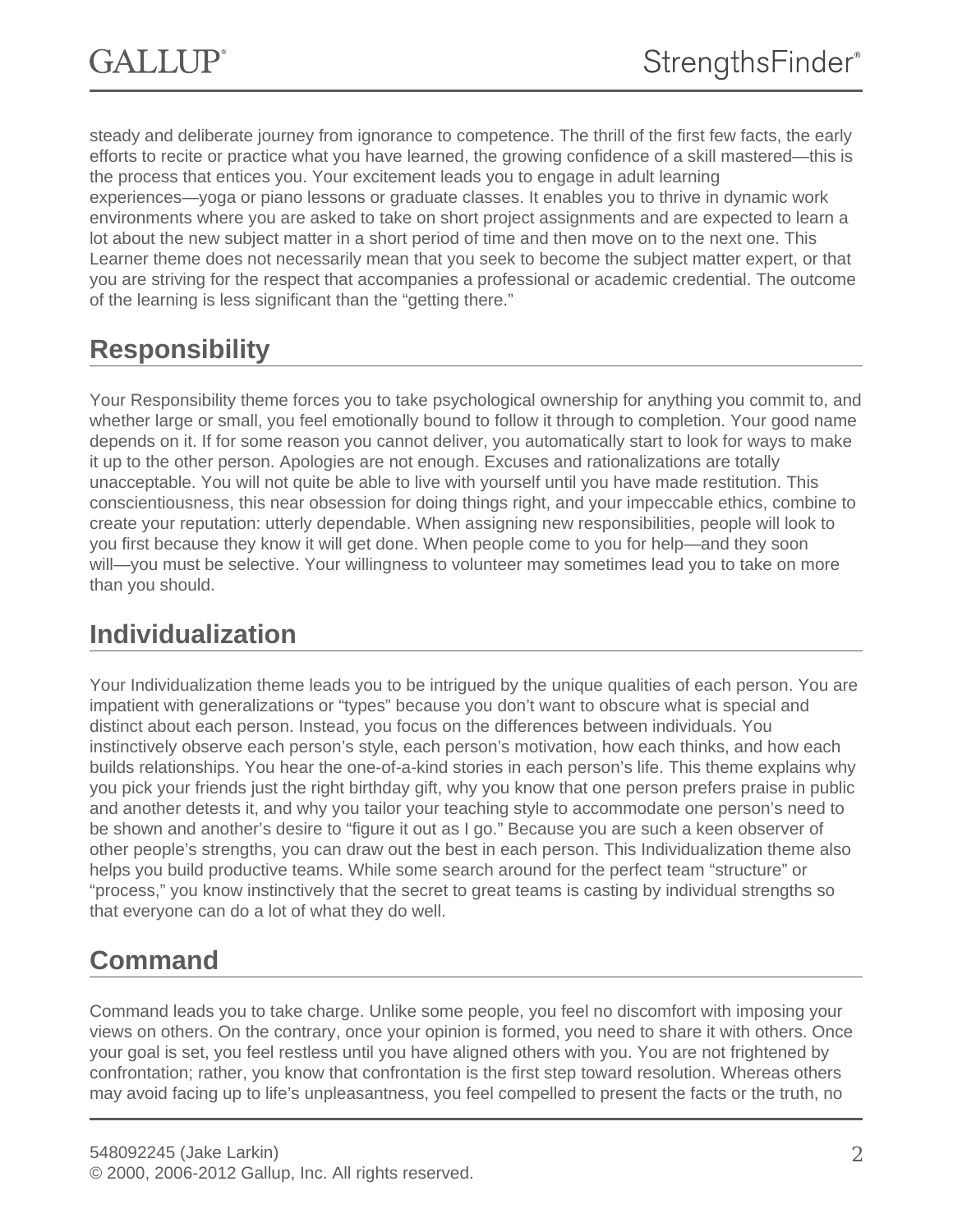steady and deliberate journey from ignorance to competence. The thrill of the first few facts, the early efforts to recite or practice what you have learned, the growing confidence of a skill mastered—this is the process that entices you. Your excitement leads you to engage in adult learning experiences—yoga or piano lessons or graduate classes. It enables you to thrive in dynamic work environments where you are asked to take on short project assignments and are expected to learn a lot about the new subject matter in a short period of time and then move on to the next one. This Learner theme does not necessarily mean that you seek to become the subject matter expert, or that you are striving for the respect that accompanies a professional or academic credential. The outcome of the learning is less significant than the "getting there."

## Responsibility

Your Responsibility theme forces you to take psychological ownership for anything you commit to, and whether large or small, you feel emotionally bound to follow it through to completion. Your good name depends on it. If for some reason you cannot deliver, you automatically start to look for ways to make it up to the other person. Apologies are not enough. Excuses and rationalizations are totally unacceptable. You will not quite be able to live with yourself until you have made restitution. This conscientiousness, this near obsession for doing things right, and your impeccable ethics, combine to create your reputation: utterly dependable. When assigning new responsibilities, people will look to you first because they know it will get done. When people come to you for help—and they soon will—you must be selective. Your willingness to volunteer may sometimes lead you to take on more than you should.

## Individualization

Your Individualization theme leads you to be intrigued by the unique qualities of each person. You are impatient with generalizations or "types" because you don't want to obscure what is special and distinct about each person. Instead, you focus on the differences between individuals. You instinctively observe each person's style, each person's motivation, how each thinks, and how each builds relationships. You hear the one-of-a-kind stories in each person's life. This theme explains why you pick your friends just the right birthday gift, why you know that one person prefers praise in public and another detests it, and why you tailor your teaching style to accommodate one person's need to be shown and another's desire to "figure it out as I go." Because you are such a keen observer of other people's strengths, you can draw out the best in each person. This Individualization theme also helps you build productive teams. While some search around for the perfect team "structure" or "process," you know instinctively that the secret to great teams is casting by individual strengths so that everyone can do a lot of what they do well.

## Command

Command leads you to take charge. Unlike some people, you feel no discomfort with imposing your views on others. On the contrary, once your opinion is formed, you need to share it with others. Once your goal is set, you feel restless until you have aligned others with you. You are not frightened by confrontation; rather, you know that confrontation is the first step toward resolution. Whereas others may avoid facing up to life's unpleasantness, you feel compelled to present the facts or the truth, no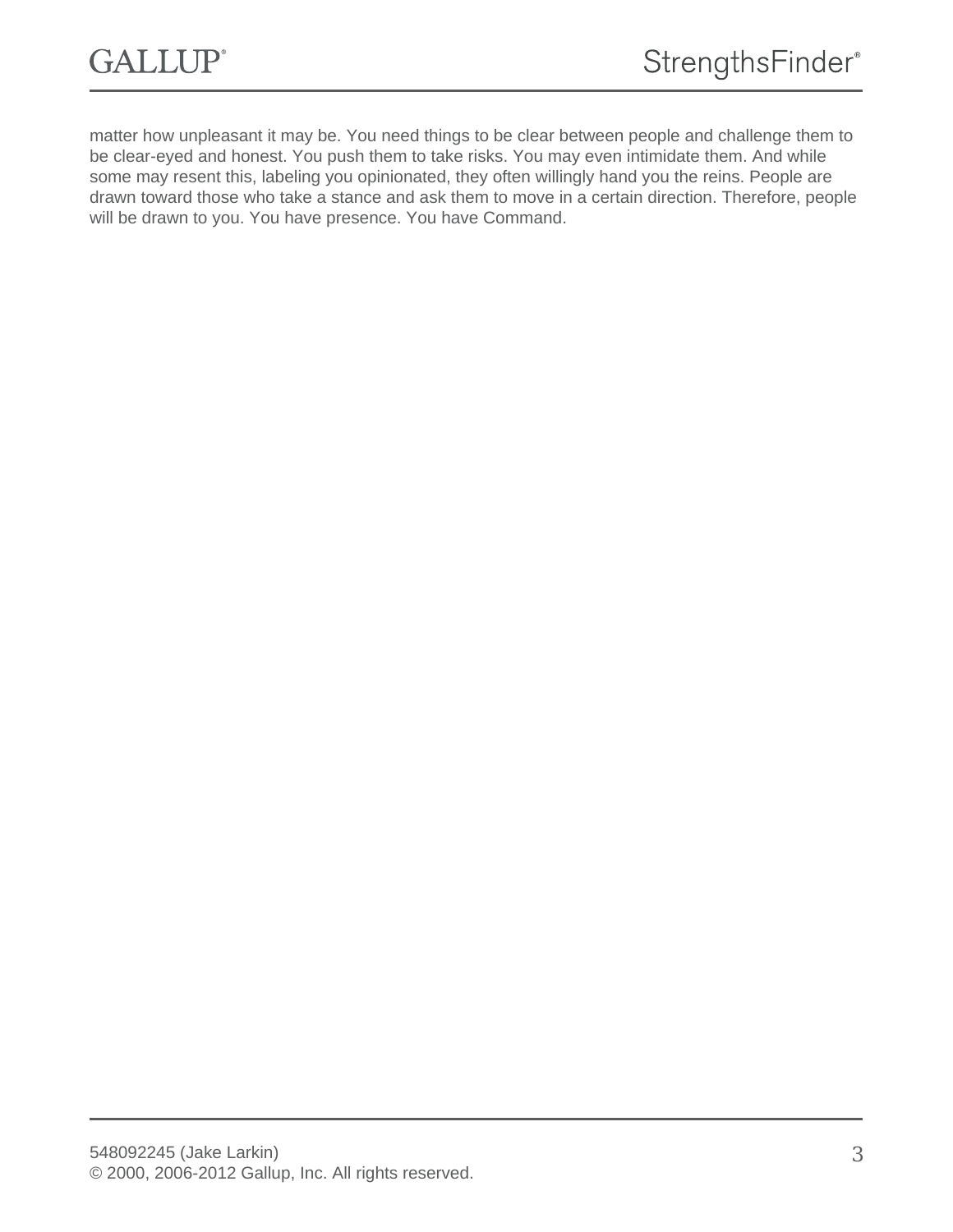matter how unpleasant it may be. You need things to be clear between people and challenge them to be clear-eyed and honest. You push them to take risks. You may even intimidate them. And while some may resent this, labeling you opinionated, they often willingly hand you the reins. People are drawn toward those who take a stance and ask them to move in a certain direction. Therefore, people will be drawn to you. You have presence. You have Command.